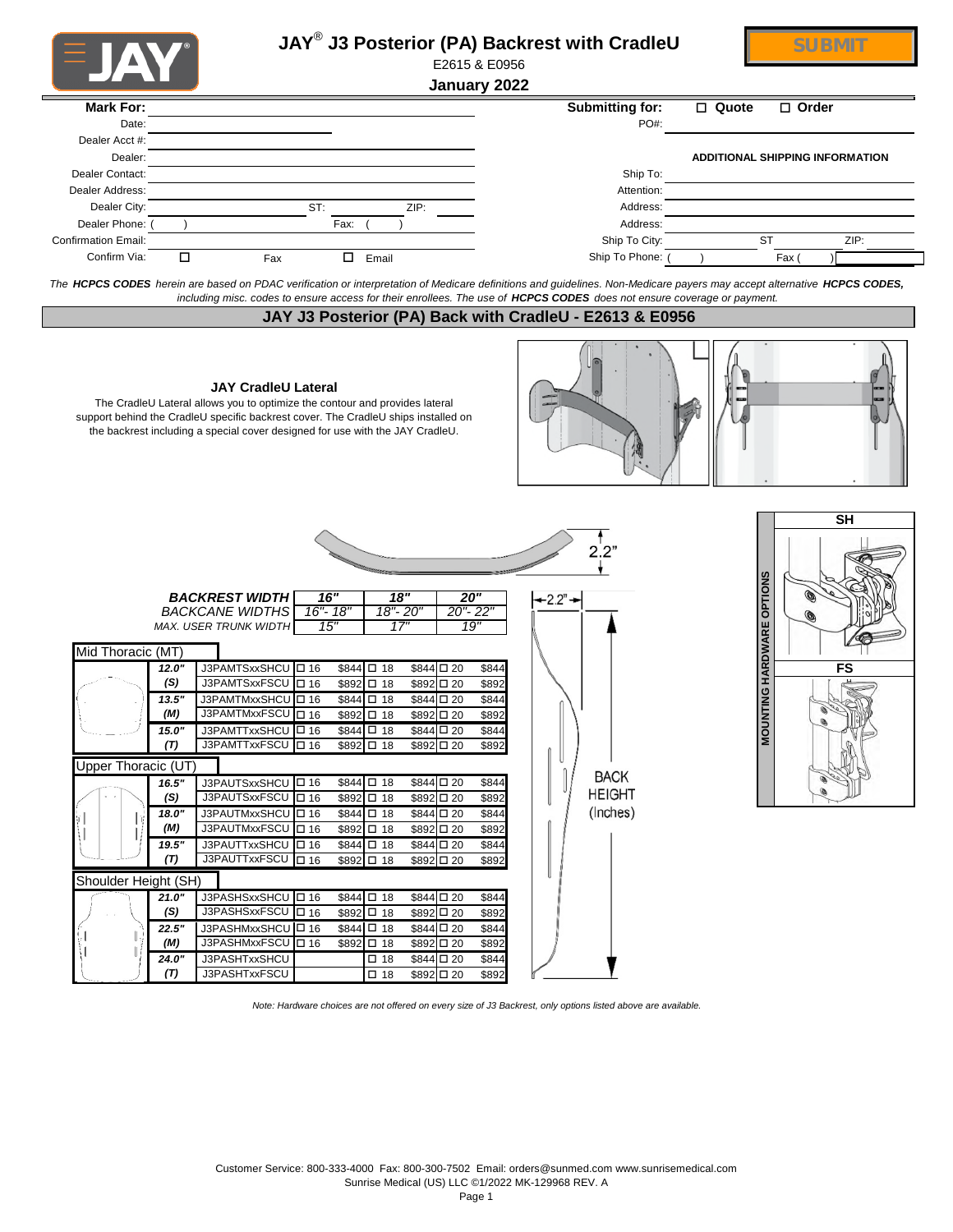# JAY® J3 Posterior (PA) Backrest with CradleU

E2615 & E0956

**January 2022**

SUBMIT

**Mark For:**

Date:

Dealer Acct #:

Dealer:

Dealer Contact:

Dealer Address:

Dealer City: ST: ZIP:

Dealer Phone: ( ) Fax: ( )

Confirmation Email:

Confirm Via: ☐ Fax ☐ Email

**Submitting for:** ☐ Quote ☐ Order

PO#:

**ADDITIONAL SHIPPING INFORMATION**

Ship To:

Attention:

Address:

Address:

Ship To City: ST ZIP:

Ship To Phone: ( ) Fax ( )

*The **HCPCS CODES** herein are based on PDAC verification or interpretation of Medicare definitions and guidelines. Non-Medicare payers may accept alternative **HCPCS CODES**, including misc. codes to ensure access for their enrollees. The use of **HCPCS CODES** does not ensure coverage or payment.*

## JAY J3 Posterior (PA) Back with CradleU - E2613 & E0956

### JAY CradleU Lateral

The CradleU Lateral allows you to optimize the contour and provides lateral support behind the CradleU specific backrest cover. The CradleU ships installed on the backrest including a special cover designed for use with the JAY CradleU.

| BACKREST WIDTH | 16" | 18" | 20" |
|---|---|---|---|
| BACKCANE WIDTHS | 16"- 18" | 18"- 20" | 20"- 22" |
| MAX. USER TRUNK WIDTH | 15" | 17" | 19" |

2.2"

| Back Height | | Part Number | 16" | | 18" | | 20" | |
|---|---|---|---|---|---|---|---|---|
| **Mid Thoracic (MT)** | | | | | | | | |
| 12.0" | (S) | J3PAMTSxxSHCU | ☐ 16 | $844 | ☐ 18 | $844 | ☐ 20 | $844 |
| | | J3PAMTSxxFSCU | ☐ 16 | $892 | ☐ 18 | $892 | ☐ 20 | $892 |
| 13.5" | (M) | J3PAMTMxxSHCU | ☐ 16 | $844 | ☐ 18 | $844 | ☐ 20 | $844 |
| | | J3PAMTMxxFSCU | ☐ 16 | $892 | ☐ 18 | $892 | ☐ 20 | $892 |
| 15.0" | (T) | J3PAMTTxxSHCU | ☐ 16 | $844 | ☐ 18 | $844 | ☐ 20 | $844 |
| | | J3PAMTTxxFSCU | ☐ 16 | $892 | ☐ 18 | $892 | ☐ 20 | $892 |
| **Upper Thoracic (UT)** | | | | | | | | |
| 16.5" | (S) | J3PAUTSxxSHCU | ☐ 16 | $844 | ☐ 18 | $844 | ☐ 20 | $844 |
| | | J3PAUTSxxFSCU | ☐ 16 | $892 | ☐ 18 | $892 | ☐ 20 | $892 |
| 18.0" | (M) | J3PAUTMxxSHCU | ☐ 16 | $844 | ☐ 18 | $844 | ☐ 20 | $844 |
| | | J3PAUTMxxFSCU | ☐ 16 | $892 | ☐ 18 | $892 | ☐ 20 | $892 |
| 19.5" | (T) | J3PAUTTxxSHCU | ☐ 16 | $844 | ☐ 18 | $844 | ☐ 20 | $844 |
| | | J3PAUTTxxFSCU | ☐ 16 | $892 | ☐ 18 | $892 | ☐ 20 | $892 |
| **Shoulder Height (SH)** | | | | | | | | |
| 21.0" | (S) | J3PASHSxxSHCU | ☐ 16 | $844 | ☐ 18 | $844 | ☐ 20 | $844 |
| | | J3PASHSxxFSCU | ☐ 16 | $892 | ☐ 18 | $892 | ☐ 20 | $892 |
| 22.5" | (M) | J3PASHMxxSHCU | ☐ 16 | $844 | ☐ 18 | $844 | ☐ 20 | $844 |
| | | J3PASHMxxFSCU | ☐ 16 | $892 | ☐ 18 | $892 | ☐ 20 | $892 |
| 24.0" | (T) | J3PASHTxxSHCU | | | ☐ 18 | $844 | ☐ 20 | $844 |
| | | J3PASHTxxFSCU | | | ☐ 18 | $892 | ☐ 20 | $892 |

2.2"

BACK HEIGHT (Inches)

**MOUNTING HARDWARE OPTIONS**

SH

FS

*Note: Hardware choices are not offered on every size of J3 Backrest, only options listed above are available.*

Customer Service: 800-333-4000 Fax: 800-300-7502 Email: orders@sunmed.com www.sunrisemedical.com

Sunrise Medical (US) LLC ©1/2022 MK-129968 REV. A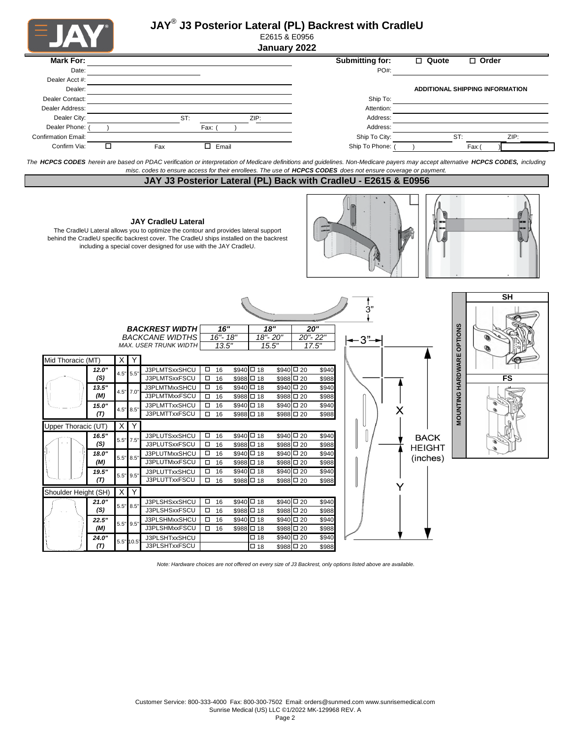# JAY® J3 Posterior Lateral (PL) Backrest with CradleU

E2615 & E0956

**January 2022**

| **Mark For:** | | **Submitting for:** | ☐ **Quote** ☐ **Order** |
|---|---|---|---|
| Date: | | PO#: | |
| Dealer Acct #: | | | |
| Dealer: | | | **ADDITIONAL SHIPPING INFORMATION** |
| Dealer Contact: | | Ship To: | |
| Dealer Address: | | Attention: | |
| Dealer City: | ST: ZIP: | Address: | |
| Dealer Phone: ( ) | Fax: ( ) | Address: | |
| Confirmation Email: | | Ship To City: | ST: ZIP: |
| Confirm Via: | ☐ Fax ☐ Email | Ship To Phone: ( ) | Fax ( ) |

*The **HCPCS CODES** herein are based on PDAC verification or interpretation of Medicare definitions and guidelines. Non-Medicare payers may accept alternative **HCPCS CODES**, including misc. codes to ensure access for their enrollees. The use of **HCPCS CODES** does not ensure coverage or payment.*

## JAY J3 Posterior Lateral (PL) Back with CradleU - E2615 & E0956

### JAY CradleU Lateral

The CradleU Lateral allows you to optimize the contour and provides lateral support behind the CradleU specific backrest cover. The CradleU ships installed on the backrest including a special cover designed for use with the JAY CradleU.

| | | X | Y | **BACKREST WIDTH** / BACKCANE WIDTHS / MAX. USER TRUNK WIDTH | **16"** / 16"- 18" / 13.5" | | **18"** / 18"- 20" / 15.5" | | **20"** / 20"- 22" / 17.5" | |
|---|---|---|---|---|---|---|---|---|---|---|
| **Mid Thoracic (MT)** | | | | | | | | | | |
| | **12.0" (S)** | 4.5" | 5.5" | J3PLMTSxxSHCU | ☐ 16 | $940 | ☐ 18 | $940 | ☐ 20 | $940 |
| | | | | J3PLMTSxxFSCU | ☐ 16 | $988 | ☐ 18 | $988 | ☐ 20 | $988 |
| | **13.5" (M)** | 4.5" | 7.0" | J3PLMTMxxSHCU | ☐ 16 | $940 | ☐ 18 | $940 | ☐ 20 | $940 |
| | | | | J3PLMTMxxFSCU | ☐ 16 | $988 | ☐ 18 | $988 | ☐ 20 | $988 |
| | **15.0" (T)** | 4.5" | 8.5" | J3PLMTTxxSHCU | ☐ 16 | $940 | ☐ 18 | $940 | ☐ 20 | $940 |
| | | | | J3PLMTTxxFSCU | ☐ 16 | $988 | ☐ 18 | $988 | ☐ 20 | $988 |
| **Upper Thoracic (UT)** | | | | | | | | | | |
| | **16.5" (S)** | 5.5" | 7.5" | J3PLUTSxxSHCU | ☐ 16 | $940 | ☐ 18 | $940 | ☐ 20 | $940 |
| | | | | J3PLUTSxxFSCU | ☐ 16 | $988 | ☐ 18 | $988 | ☐ 20 | $988 |
| | **18.0" (M)** | 5.5" | 8.5" | J3PLUTMxxSHCU | ☐ 16 | $940 | ☐ 18 | $940 | ☐ 20 | $940 |
| | | | | J3PLUTMxxFSCU | ☐ 16 | $988 | ☐ 18 | $988 | ☐ 20 | $988 |
| | **19.5" (T)** | 5.5" | 9.5" | J3PLUTTxxSHCU | ☐ 16 | $940 | ☐ 18 | $940 | ☐ 20 | $940 |
| | | | | J3PLUTTxxFSCU | ☐ 16 | $988 | ☐ 18 | $988 | ☐ 20 | $988 |
| **Shoulder Height (SH)** | | | | | | | | | | |
| | **21.0" (S)** | 5.5" | 8.5" | J3PLSHSxxSHCU | ☐ 16 | $940 | ☐ 18 | $940 | ☐ 20 | $940 |
| | | | | J3PLSHSxxFSCU | ☐ 16 | $988 | ☐ 18 | $988 | ☐ 20 | $988 |
| | **22.5" (M)** | 5.5" | 9.5" | J3PLSHMxxSHCU | ☐ 16 | $940 | ☐ 18 | $940 | ☐ 20 | $940 |
| | | | | J3PLSHMxxFSCU | ☐ 16 | $988 | ☐ 18 | $988 | ☐ 20 | $988 |
| | **24.0" (T)** | 5.5" | 10.5" | J3PLSHTxxSHCU | | | ☐ 18 | $940 | ☐ 20 | $940 |
| | | | | J3PLSHTxxFSCU | | | ☐ 18 | $988 | ☐ 20 | $988 |

3" 3" X Y BACK HEIGHT (inches)

**MOUNTING HARDWARE OPTIONS**: **SH** **FS**

*Note: Hardware choices are not offered on every size of J3 Backrest, only options listed above are available.*

Customer Service: 800-333-4000 Fax: 800-300-7502 Email: orders@sunmed.com www.sunrisemedical.com
Sunrise Medical (US) LLC ©1/2022 MK-129968 REV. A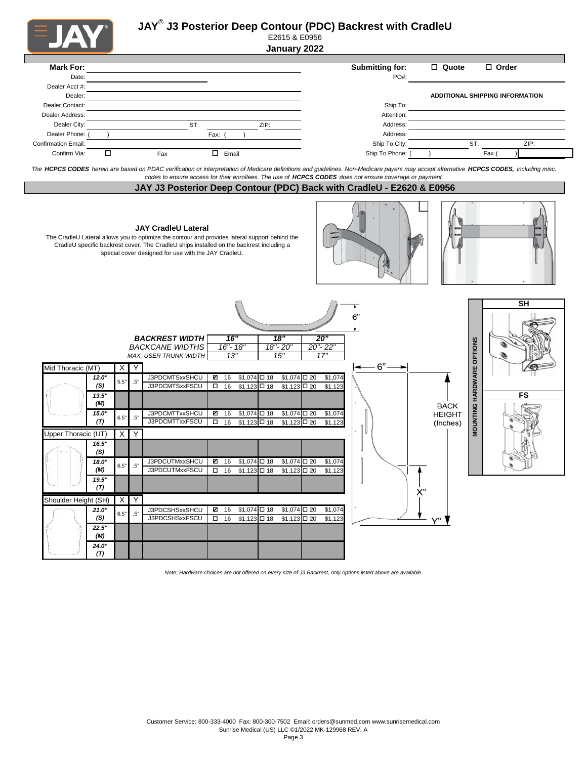# JAY® J3 Posterior Deep Contour (PDC) Backrest with CradleU

E2615 & E0956

**January 2022**

| | | | |
|---|---|---|---|
| **Mark For:** | | **Submitting for:** | ☐ Quote ☐ Order |
| Date: | | PO#: | |
| Dealer Acct #: | | | |
| Dealer: | | | **ADDITIONAL SHIPPING INFORMATION** |
| Dealer Contact: | | Ship To: | |
| Dealer Address: | | Attention: | |
| Dealer City: | ST: ZIP: | Address: | |
| Dealer Phone: ( ) | Fax: ( ) | Address: | |
| Confirmation Email: | | Ship To City: | ST: ZIP: |
| Confirm Via: | ☐ Fax ☐ Email | Ship To Phone: ( ) | Fax: ( ) |

*The **HCPCS CODES** herein are based on PDAC verification or interpretation of Medicare definitions and guidelines. Non-Medicare payers may accept alternative **HCPCS CODES,** including misc. codes to ensure access for their enrollees. The use of **HCPCS CODES** does not ensure coverage or payment.*

## JAY J3 Posterior Deep Contour (PDC) Back with CradleU - E2620 & E0956

**JAY CradleU Lateral**

The CradleU Lateral allows you to optimize the contour and provides lateral support behind the CradleU specific backrest cover. The CradleU ships installed on the backrest including a special cover designed for use with the JAY CradleU.

| | | | | BACKREST WIDTH | 16" | | 18" | | 20" | |
|---|---|---|---|---|---|---|---|---|---|---|
| | | | | BACKCANE WIDTHS | 16"- 18" | | 18"- 20" | | 20"- 22" | |
| | | | | MAX. USER TRUNK WIDTH | 13" | | 15" | | 17" | |
| **Mid Thoracic (MT)** | | X | Y | | | | | | | |
| | 12.0" (S) | 5.5" | .5" | J3PDCMTSxxSHCU | ☑ 16 | $1,074 | ☐ 18 | $1,074 | ☐ 20 | $1,074 |
| | | | | J3PDCMTSxxFSCU | ☐ 16 | $1,123 | ☐ 18 | $1,123 | ☐ 20 | $1,123 |
| | 13.5" (M) | | | | | | | | | |
| | 15.0" (T) | 6.5" | .5" | J3PDCMTTxxSHCU | ☑ 16 | $1,074 | ☐ 18 | $1,074 | ☐ 20 | $1,074 |
| | | | | J3PDCMTTxxFSCU | ☐ 16 | $1,123 | ☐ 18 | $1,123 | ☐ 20 | $1,123 |
| **Upper Thoracic (UT)** | | X | Y | | | | | | | |
| | 16.5" (S) | | | | | | | | | |
| | 18.0" (M) | 6.5" | .5" | J3PDCUTMxxSHCU | ☑ 16 | $1,074 | ☐ 18 | $1,074 | ☐ 20 | $1,074 |
| | | | | J3PDCUTMxxFSCU | ☐ 16 | $1,123 | ☐ 18 | $1,123 | ☐ 20 | $1,123 |
| | 19.5" (T) | | | | | | | | | |
| **Shoulder Height (SH)** | | X | Y | | | | | | | |
| | 21.0" (S) | 6.5" | .5" | J3PDCSHSxxSHCU | ☑ 16 | $1,074 | ☐ 18 | $1,074 | ☐ 20 | $1,074 |
| | | | | J3PDCSHSxxFSCU | ☐ 16 | $1,123 | ☐ 18 | $1,123 | ☐ 20 | $1,123 |
| | 22.5" (M) | | | | | | | | | |
| | 24.0" (T) | | | | | | | | | |

6" — 6" — BACK HEIGHT (Inches) — X" — Y"

**MOUNTING HARDWARE OPTIONS**: **SH** | **FS**

*Note: Hardware choices are not offered on every size of J3 Backrest, only options listed above are available.*

Customer Service: 800-333-4000 Fax: 800-300-7502 Email: orders@sunmed.com www.sunrisemedical.com
Sunrise Medical (US) LLC ©1/2022 MK-129968 REV. A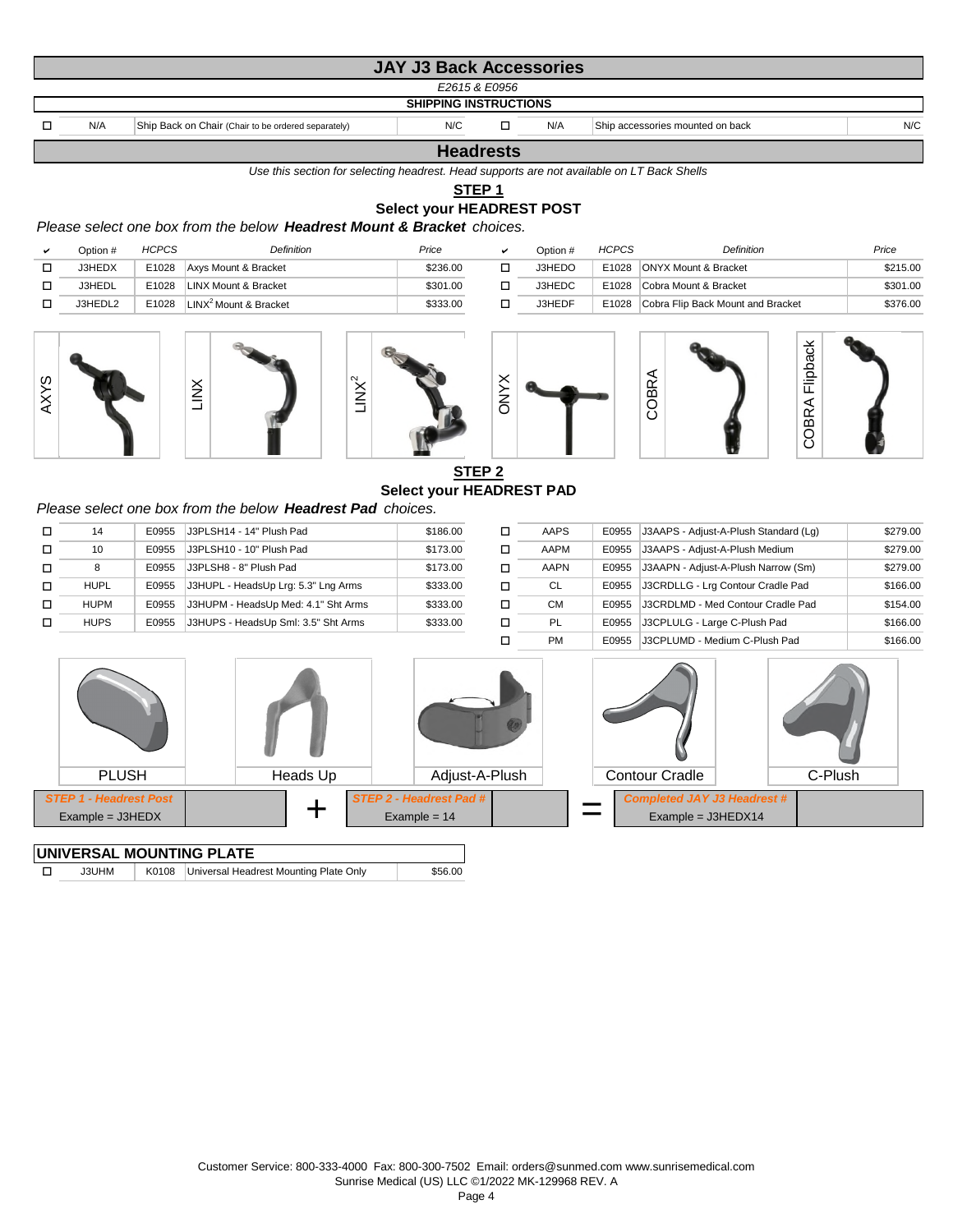# JAY J3 Back Accessories

*E2615 & E0956*

**SHIPPING INSTRUCTIONS**

| ✔ | Option # | Definition | Price | ✔ | Option # | Definition | Price |
|---|---|---|---|---|---|---|---|
| ☐ | N/A | Ship Back on Chair (Chair to be ordered separately) | N/C | ☐ | N/A | Ship accessories mounted on back | N/C |

## Headrests

*Use this section for selecting headrest. Head supports are not available on LT Back Shells*

**STEP 1**

**Select your HEADREST POST**

*Please select one box from the below **Headrest Mount & Bracket** choices.*

| ✔ | Option # | HCPCS | Definition | Price | ✔ | Option # | HCPCS | Definition | Price |
|---|---|---|---|---|---|---|---|---|---|
| ☐ | J3HEDX | E1028 | Axys Mount & Bracket | $236.00 | ☐ | J3HEDO | E1028 | ONYX Mount & Bracket | $215.00 |
| ☐ | J3HEDL | E1028 | LINX Mount & Bracket | $301.00 | ☐ | J3HEDC | E1028 | Cobra Mount & Bracket | $301.00 |
| ☐ | J3HEDL2 | E1028 | LINX² Mount & Bracket | $333.00 | ☐ | J3HEDF | E1028 | Cobra Flip Back Mount and Bracket | $376.00 |

AXYS | LINX | LINX² | ONYX | COBRA | COBRA Flipback

**STEP 2**

**Select your HEADREST PAD**

*Please select one box from the below **Headrest Pad** choices.*

| ✔ | Option # | HCPCS | Definition | Price | ✔ | Option # | HCPCS | Definition | Price |
|---|---|---|---|---|---|---|---|---|---|
| ☐ | 14 | E0955 | J3PLSH14 - 14" Plush Pad | $186.00 | ☐ | AAPS | E0955 | J3AAPS - Adjust-A-Plush Standard (Lg) | $279.00 |
| ☐ | 10 | E0955 | J3PLSH10 - 10" Plush Pad | $173.00 | ☐ | AAPM | E0955 | J3AAPS - Adjust-A-Plush Medium | $279.00 |
| ☐ | 8 | E0955 | J3PLSH8 - 8" Plush Pad | $173.00 | ☐ | AAPN | E0955 | J3AAPN - Adjust-A-Plush Narrow (Sm) | $279.00 |
| ☐ | HUPL | E0955 | J3HUPL - HeadsUp Lrg: 5.3" Lng Arms | $333.00 | ☐ | CL | E0955 | J3CRDLLG - Lrg Contour Cradle Pad | $166.00 |
| ☐ | HUPM | E0955 | J3HUPM - HeadsUp Med: 4.1" Sht Arms | $333.00 | ☐ | CM | E0955 | J3CRDLMD - Med Contour Cradle Pad | $154.00 |
| ☐ | HUPS | E0955 | J3HUPS - HeadsUp Sml: 3.5" Sht Arms | $333.00 | ☐ | PL | E0955 | J3CPLULG - Large C-Plush Pad | $166.00 |
| | | | | | ☐ | PM | E0955 | J3CPLUMD - Medium C-Plush Pad | $166.00 |

PLUSH | Heads Up | Adjust-A-Plush | Contour Cradle | C-Plush

| *STEP 1 - Headrest Post* | | + | *STEP 2 - Headrest Pad #* | | = | *Completed JAY J3 Headrest #* | |
|---|---|---|---|---|---|---|---|
| Example = J3HEDX | | | Example = 14 | | | Example = J3HEDX14 | |

**UNIVERSAL MOUNTING PLATE**

| ✔ | Option # | HCPCS | Definition | Price |
|---|---|---|---|---|
| ☐ | J3UHM | K0108 | Universal Headrest Mounting Plate Only | $56.00 |

Customer Service: 800-333-4000 Fax: 800-300-7502 Email: orders@sunmed.com www.sunrisemedical.com
Sunrise Medical (US) LLC ©1/2022 MK-129968 REV. A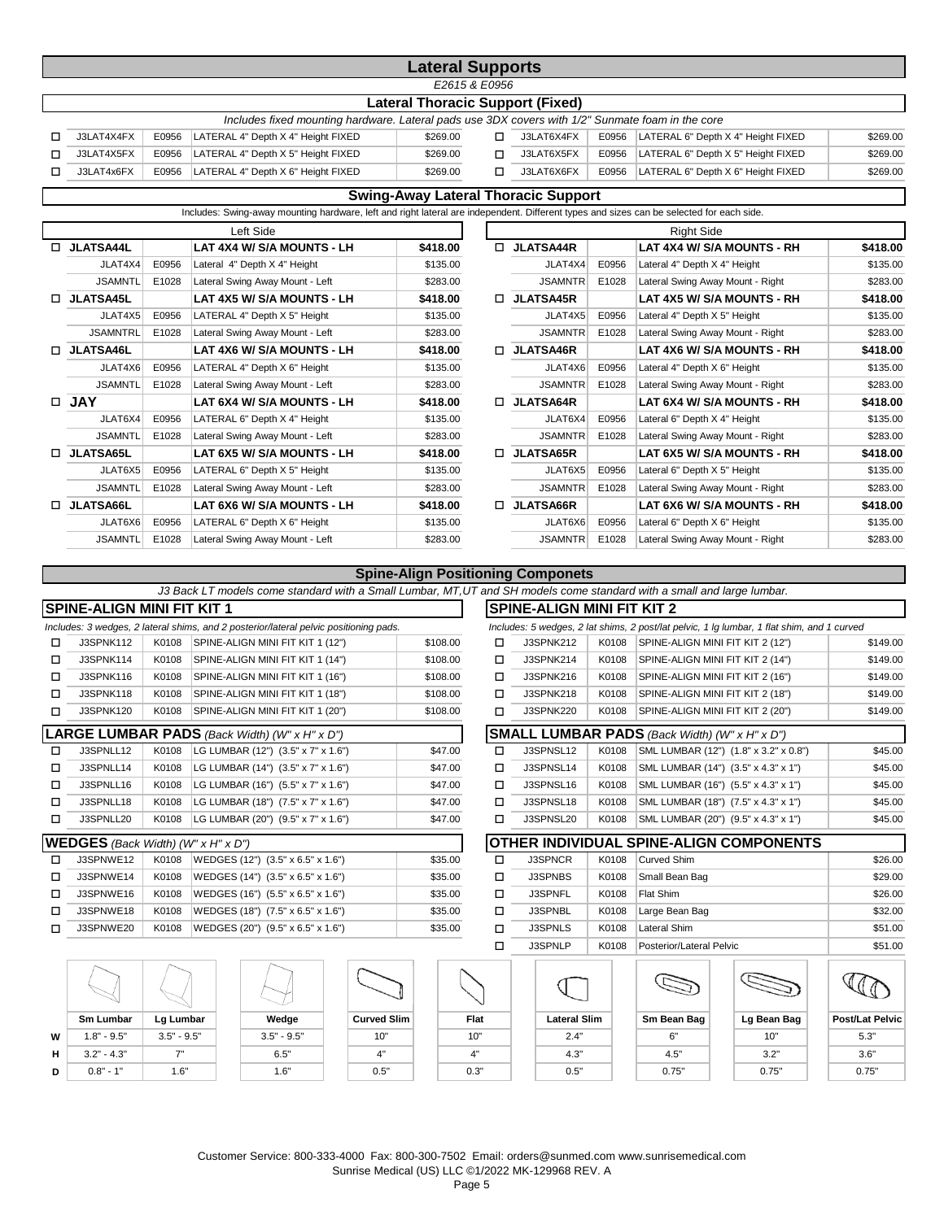# Lateral Supports

*E2615 & E0956*

## Lateral Thoracic Support (Fixed)

*Includes fixed mounting hardware. Lateral pads use 3DX covers with 1/2" Sunmate foam in the core*

| | Part # | HCPCS | Description | Price | | Part # | HCPCS | Description | Price |
|---|---|---|---|---|---|---|---|---|---|
| ☐ | J3LAT4X4FX | E0956 | LATERAL 4" Depth X 4" Height FIXED | $269.00 | ☐ | J3LAT6X4FX | E0956 | LATERAL 6" Depth X 4" Height FIXED | $269.00 |
| ☐ | J3LAT4X5FX | E0956 | LATERAL 4" Depth X 5" Height FIXED | $269.00 | ☐ | J3LAT6X5FX | E0956 | LATERAL 6" Depth X 5" Height FIXED | $269.00 |
| ☐ | J3LAT4x6FX | E0956 | LATERAL 4" Depth X 6" Height FIXED | $269.00 | ☐ | J3LAT6X6FX | E0956 | LATERAL 6" Depth X 6" Height FIXED | $269.00 |

## Swing-Away Lateral Thoracic Support

Includes: Swing-away mounting hardware, left and right lateral are independent. Different types and sizes can be selected for each side.

| Left Side | | | | Right Side | | | |
|---|---|---|---|---|---|---|---|
| ☐ **JLATSA44L** | | **LAT 4X4 W/ S/A MOUNTS - LH** | **$418.00** | ☐ **JLATSA44R** | | **LAT 4X4 W/ S/A MOUNTS - RH** | **$418.00** |
| JLAT4X4 | E0956 | Lateral 4" Depth X 4" Height | $135.00 | JLAT4X4 | E0956 | Lateral 4" Depth X 4" Height | $135.00 |
| JSAMNTL | E1028 | Lateral Swing Away Mount - Left | $283.00 | JSAMNTR | E1028 | Lateral Swing Away Mount - Right | $283.00 |
| ☐ **JLATSA45L** | | **LAT 4X5 W/ S/A MOUNTS - LH** | **$418.00** | ☐ **JLATSA45R** | | **LAT 4X5 W/ S/A MOUNTS - RH** | **$418.00** |
| JLAT4X5 | E0956 | LATERAL 4" Depth X 5" Height | $135.00 | JLAT4X5 | E0956 | Lateral 4" Depth X 5" Height | $135.00 |
| JSAMNTRL | E1028 | Lateral Swing Away Mount - Left | $283.00 | JSAMNTR | E1028 | Lateral Swing Away Mount - Right | $283.00 |
| ☐ **JLATSA46L** | | **LAT 4X6 W/ S/A MOUNTS - LH** | **$418.00** | ☐ **JLATSA46R** | | **LAT 4X6 W/ S/A MOUNTS - RH** | **$418.00** |
| JLAT4X6 | E0956 | LATERAL 4" Depth X 6" Height | $135.00 | JLAT4X6 | E0956 | Lateral 4" Depth X 6" Height | $135.00 |
| JSAMNTL | E1028 | Lateral Swing Away Mount - Left | $283.00 | JSAMNTR | E1028 | Lateral Swing Away Mount - Right | $283.00 |
| ☐ **JAY** | | **LAT 6X4 W/ S/A MOUNTS - LH** | **$418.00** | ☐ **JLATSA64R** | | **LAT 6X4 W/ S/A MOUNTS - RH** | **$418.00** |
| JLAT6X4 | E0956 | LATERAL 6" Depth X 4" Height | $135.00 | JLAT6X4 | E0956 | Lateral 6" Depth X 4" Height | $135.00 |
| JSAMNTL | E1028 | Lateral Swing Away Mount - Left | $283.00 | JSAMNTR | E1028 | Lateral Swing Away Mount - Right | $283.00 |
| ☐ **JLATSA65L** | | **LAT 6X5 W/ S/A MOUNTS - LH** | **$418.00** | ☐ **JLATSA65R** | | **LAT 6X5 W/ S/A MOUNTS - RH** | **$418.00** |
| JLAT6X5 | E0956 | LATERAL 6" Depth X 5" Height | $135.00 | JLAT6X5 | E0956 | Lateral 6" Depth X 5" Height | $135.00 |
| JSAMNTL | E1028 | Lateral Swing Away Mount - Left | $283.00 | JSAMNTR | E1028 | Lateral Swing Away Mount - Right | $283.00 |
| ☐ **JLATSA66L** | | **LAT 6X6 W/ S/A MOUNTS - LH** | **$418.00** | ☐ **JLATSA66R** | | **LAT 6X6 W/ S/A MOUNTS - RH** | **$418.00** |
| JLAT6X6 | E0956 | LATERAL 6" Depth X 6" Height | $135.00 | JLAT6X6 | E0956 | Lateral 6" Depth X 6" Height | $135.00 |
| JSAMNTL | E1028 | Lateral Swing Away Mount - Left | $283.00 | JSAMNTR | E1028 | Lateral Swing Away Mount - Right | $283.00 |

# Spine-Align Positioning Componets

*J3 Back LT models come standard with a Small Lumbar, MT,UT and SH models come standard with a small and large lumbar.*

### SPINE-ALIGN MINI FIT KIT 1

*Includes: 3 wedges, 2 lateral shims, and 2 posterior/lateral pelvic positioning pads.*

| | Part # | HCPCS | Description | Price |
|---|---|---|---|---|
| ☐ | J3SPNK112 | K0108 | SPINE-ALIGN MINI FIT KIT 1 (12") | $108.00 |
| ☐ | J3SPNK114 | K0108 | SPINE-ALIGN MINI FIT KIT 1 (14") | $108.00 |
| ☐ | J3SPNK116 | K0108 | SPINE-ALIGN MINI FIT KIT 1 (16") | $108.00 |
| ☐ | J3SPNK118 | K0108 | SPINE-ALIGN MINI FIT KIT 1 (18") | $108.00 |
| ☐ | J3SPNK120 | K0108 | SPINE-ALIGN MINI FIT KIT 1 (20") | $108.00 |

### SPINE-ALIGN MINI FIT KIT 2

*Includes: 5 wedges, 2 lat shims, 2 post/lat pelvic, 1 lg lumbar, 1 flat shim, and 1 curved*

| | Part # | HCPCS | Description | Price |
|---|---|---|---|---|
| ☐ | J3SPNK212 | K0108 | SPINE-ALIGN MINI FIT KIT 2 (12") | $149.00 |
| ☐ | J3SPNK214 | K0108 | SPINE-ALIGN MINI FIT KIT 2 (14") | $149.00 |
| ☐ | J3SPNK216 | K0108 | SPINE-ALIGN MINI FIT KIT 2 (16") | $149.00 |
| ☐ | J3SPNK218 | K0108 | SPINE-ALIGN MINI FIT KIT 2 (18") | $149.00 |
| ☐ | J3SPNK220 | K0108 | SPINE-ALIGN MINI FIT KIT 2 (20") | $149.00 |

### LARGE LUMBAR PADS *(Back Width) (W" x H" x D")*

| | Part # | HCPCS | Description | Price |
|---|---|---|---|---|
| ☐ | J3SPNLL12 | K0108 | LG LUMBAR (12") (3.5" x 7" x 1.6") | $47.00 |
| ☐ | J3SPNLL14 | K0108 | LG LUMBAR (14") (3.5" x 7" x 1.6") | $47.00 |
| ☐ | J3SPNLL16 | K0108 | LG LUMBAR (16") (5.5" x 7" x 1.6") | $47.00 |
| ☐ | J3SPNLL18 | K0108 | LG LUMBAR (18") (7.5" x 7" x 1.6") | $47.00 |
| ☐ | J3SPNLL20 | K0108 | LG LUMBAR (20") (9.5" x 7" x 1.6") | $47.00 |

### SMALL LUMBAR PADS *(Back Width) (W" x H" x D")*

| | Part # | HCPCS | Description | Price |
|---|---|---|---|---|
| ☐ | J3SPNSL12 | K0108 | SML LUMBAR (12") (1.8" x 3.2" x 0.8") | $45.00 |
| ☐ | J3SPNSL14 | K0108 | SML LUMBAR (14") (3.5" x 4.3" x 1") | $45.00 |
| ☐ | J3SPNSL16 | K0108 | SML LUMBAR (16") (5.5" x 4.3" x 1") | $45.00 |
| ☐ | J3SPNSL18 | K0108 | SML LUMBAR (18") (7.5" x 4.3" x 1") | $45.00 |
| ☐ | J3SPNSL20 | K0108 | SML LUMBAR (20") (9.5" x 4.3" x 1") | $45.00 |

### WEDGES *(Back Width) (W" x H" x D")*

| | Part # | HCPCS | Description | Price |
|---|---|---|---|---|
| ☐ | J3SPNWE12 | K0108 | WEDGES (12") (3.5" x 6.5" x 1.6") | $35.00 |
| ☐ | J3SPNWE14 | K0108 | WEDGES (14") (3.5" x 6.5" x 1.6") | $35.00 |
| ☐ | J3SPNWE16 | K0108 | WEDGES (16") (5.5" x 6.5" x 1.6") | $35.00 |
| ☐ | J3SPNWE18 | K0108 | WEDGES (18") (7.5" x 6.5" x 1.6") | $35.00 |
| ☐ | J3SPNWE20 | K0108 | WEDGES (20") (9.5" x 6.5" x 1.6") | $35.00 |

### OTHER INDIVIDUAL SPINE-ALIGN COMPONENTS

| | Part # | HCPCS | Description | Price |
|---|---|---|---|---|
| ☐ | J3SPNCR | K0108 | Curved Shim | $26.00 |
| ☐ | J3SPNBS | K0108 | Small Bean Bag | $29.00 |
| ☐ | J3SPNFL | K0108 | Flat Shim | $26.00 |
| ☐ | J3SPNBL | K0108 | Large Bean Bag | $32.00 |
| ☐ | J3SPNLS | K0108 | Lateral Shim | $51.00 |
| ☐ | J3SPNLP | K0108 | Posterior/Lateral Pelvic | $51.00 |

| | Sm Lumbar | Lg Lumbar | Wedge | Curved Slim | Flat | Lateral Slim | Sm Bean Bag | Lg Bean Bag | Post/Lat Pelvic |
|---|---|---|---|---|---|---|---|---|---|
| W | 1.8" - 9.5" | 3.5" - 9.5" | 3.5" - 9.5" | 10" | 10" | 2.4" | 6" | 10" | 5.3" |
| H | 3.2" - 4.3" | 7" | 6.5" | 4" | 4" | 4.3" | 4.5" | 3.2" | 3.6" |
| D | 0.8" - 1" | 1.6" | 1.6" | 0.5" | 0.3" | 0.5" | 0.75" | 0.75" | 0.75" |

Customer Service: 800-333-4000 Fax: 800-300-7502 Email: orders@sunmed.com www.sunrisemedical.com
Sunrise Medical (US) LLC ©1/2022 MK-129968 REV. A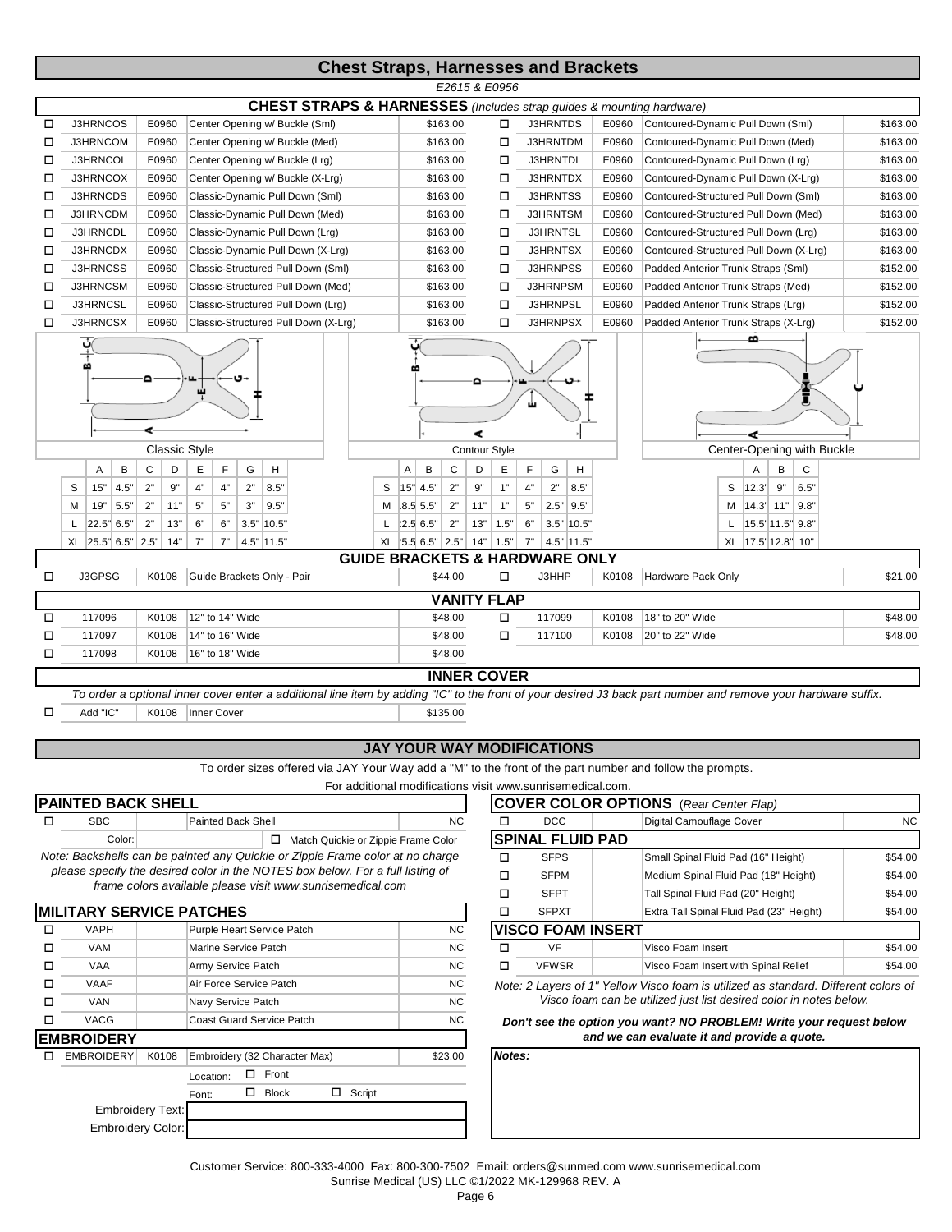# Chest Straps, Harnesses and Brackets

*E2615 & E0956*

## CHEST STRAPS & HARNESSES *(Includes strap guides & mounting hardware)*

| | Part # | Code | Description | Price | | Part # | Code | Description | Price |
|---|---|---|---|---|---|---|---|---|---|
| ☐ | J3HRNCOS | E0960 | Center Opening w/ Buckle (Sml) | $163.00 | ☐ | J3HRNTDS | E0960 | Contoured-Dynamic Pull Down (Sml) | $163.00 |
| ☐ | J3HRNCOM | E0960 | Center Opening w/ Buckle (Med) | $163.00 | ☐ | J3HRNTDM | E0960 | Contoured-Dynamic Pull Down (Med) | $163.00 |
| ☐ | J3HRNCOL | E0960 | Center Opening w/ Buckle (Lrg) | $163.00 | ☐ | J3HRNTDL | E0960 | Contoured-Dynamic Pull Down (Lrg) | $163.00 |
| ☐ | J3HRNCOX | E0960 | Center Opening w/ Buckle (X-Lrg) | $163.00 | ☐ | J3HRNTDX | E0960 | Contoured-Dynamic Pull Down (X-Lrg) | $163.00 |
| ☐ | J3HRNCDS | E0960 | Classic-Dynamic Pull Down (Sml) | $163.00 | ☐ | J3HRNTSS | E0960 | Contoured-Structured Pull Down (Sml) | $163.00 |
| ☐ | J3HRNCDM | E0960 | Classic-Dynamic Pull Down (Med) | $163.00 | ☐ | J3HRNTSM | E0960 | Contoured-Structured Pull Down (Med) | $163.00 |
| ☐ | J3HRNCDL | E0960 | Classic-Dynamic Pull Down (Lrg) | $163.00 | ☐ | J3HRNTSL | E0960 | Contoured-Structured Pull Down (Lrg) | $163.00 |
| ☐ | J3HRNCDX | E0960 | Classic-Dynamic Pull Down (X-Lrg) | $163.00 | ☐ | J3HRNTSX | E0960 | Contoured-Structured Pull Down (X-Lrg) | $163.00 |
| ☐ | J3HRNCSS | E0960 | Classic-Structured Pull Down (Sml) | $163.00 | ☐ | J3HRNPSS | E0960 | Padded Anterior Trunk Straps (Sml) | $152.00 |
| ☐ | J3HRNCSM | E0960 | Classic-Structured Pull Down (Med) | $163.00 | ☐ | J3HRNPSM | E0960 | Padded Anterior Trunk Straps (Med) | $152.00 |
| ☐ | J3HRNCSL | E0960 | Classic-Structured Pull Down (Lrg) | $163.00 | ☐ | J3HRNPSL | E0960 | Padded Anterior Trunk Straps (Lrg) | $152.00 |
| ☐ | J3HRNCSX | E0960 | Classic-Structured Pull Down (X-Lrg) | $163.00 | ☐ | J3HRNPSX | E0960 | Padded Anterior Trunk Straps (X-Lrg) | $152.00 |

Classic Style

| | A | B | C | D | E | F | G | H |
|---|---|---|---|---|---|---|---|---|
| S | 15" | 4.5" | 2" | 9" | 4" | 4" | 2" | 8.5" |
| M | 19" | 5.5" | 2" | 11" | 5" | 5" | 3" | 9.5" |
| L | 22.5" | 6.5" | 2" | 13" | 6" | 6" | 3.5" | 10.5" |
| XL | 25.5" | 6.5" | 2.5" | 14" | 7" | 7" | 4.5" | 11.5" |

Contour Style

| | A | B | C | D | E | F | G | H |
|---|---|---|---|---|---|---|---|---|
| S | 15" | 4.5" | 2" | 9" | 1" | 4" | 2" | 8.5" |
| M | 18.5 | 5.5" | 2" | 11" | 1" | 5" | 2.5" | 9.5" |
| L | 22.5 | 6.5" | 2" | 13" | 1.5" | 6" | 3.5" | 10.5" |
| XL | 25.5 | 6.5" | 2.5" | 14" | 1.5" | 7" | 4.5" | 11.5" |

Center-Opening with Buckle

| | A | B | C |
|---|---|---|---|
| S | 12.3" | 9" | 6.5" |
| M | 14.3" | 11" | 9.8" |
| L | 15.5" | 11.5" | 9.8" |
| XL | 17.5" | 12.8" | 10" |

## GUIDE BRACKETS & HARDWARE ONLY

| | Part # | Code | Description | Price | | Part # | Code | Description | Price |
|---|---|---|---|---|---|---|---|---|---|
| ☐ | J3GPSG | K0108 | Guide Brackets Only - Pair | $44.00 | ☐ | J3HHP | K0108 | Hardware Pack Only | $21.00 |

## VANITY FLAP

| | Part # | Code | Description | Price | | Part # | Code | Description | Price |
|---|---|---|---|---|---|---|---|---|---|
| ☐ | 117096 | K0108 | 12" to 14" Wide | $48.00 | ☐ | 117099 | K0108 | 18" to 20" Wide | $48.00 |
| ☐ | 117097 | K0108 | 14" to 16" Wide | $48.00 | ☐ | 117100 | K0108 | 20" to 22" Wide | $48.00 |
| ☐ | 117098 | K0108 | 16" to 18" Wide | $48.00 | | | | | |

## INNER COVER

*To order a optional inner cover enter a additional line item by adding "IC" to the front of your desired J3 back part number and remove your hardware suffix.*

| | Part # | Code | Description | Price |
|---|---|---|---|---|
| ☐ | Add "IC" | K0108 | Inner Cover | $135.00 |

## JAY YOUR WAY MODIFICATIONS

To order sizes offered via JAY Your Way add a "M" to the front of the part number and follow the prompts.

For additional modifications visit www.sunrisemedical.com.

### PAINTED BACK SHELL

| | Part # | Description | Price |
|---|---|---|---|
| ☐ | SBC | Painted Back Shell | NC |

Color: ______ ☐ Match Quickie or Zippie Frame Color

*Note: Backshells can be painted any Quickie or Zippie Frame color at no charge please specify the desired color in the NOTES box below. For a full listing of frame colors available please visit www.sunrisemedical.com*

### MILITARY SERVICE PATCHES

| | Part # | Description | Price |
|---|---|---|---|
| ☐ | VAPH | Purple Heart Service Patch | NC |
| ☐ | VAM | Marine Service Patch | NC |
| ☐ | VAA | Army Service Patch | NC |
| ☐ | VAAF | Air Force Service Patch | NC |
| ☐ | VAN | Navy Service Patch | NC |
| ☐ | VACG | Coast Guard Service Patch | NC |

### EMBROIDERY

| | Part # | Code | Description | Price |
|---|---|---|---|---|
| ☐ | EMBROIDERY | K0108 | Embroidery (32 Character Max) | $23.00 |

Location: ☐ Front

Font: ☐ Block ☐ Script

Embroidery Text:

Embroidery Color:

### COVER COLOR OPTIONS (*Rear Center Flap*)

| | Part # | Description | Price |
|---|---|---|---|
| ☐ | DCC | Digital Camouflage Cover | NC |

### SPINAL FLUID PAD

| | Part # | Description | Price |
|---|---|---|---|
| ☐ | SFPS | Small Spinal Fluid Pad (16" Height) | $54.00 |
| ☐ | SFPM | Medium Spinal Fluid Pad (18" Height) | $54.00 |
| ☐ | SFPT | Tall Spinal Fluid Pad (20" Height) | $54.00 |
| ☐ | SFPXT | Extra Tall Spinal Fluid Pad (23" Height) | $54.00 |

### VISCO FOAM INSERT

| | Part # | Description | Price |
|---|---|---|---|
| ☐ | VF | Visco Foam Insert | $54.00 |
| ☐ | VFWSR | Visco Foam Insert with Spinal Relief | $54.00 |

*Note: 2 Layers of 1" Yellow Visco foam is utilized as standard. Different colors of Visco foam can be utilized just list desired color in notes below.*

***Don't see the option you want? NO PROBLEM! Write your request below and we can evaluate it and provide a quote.***

***Notes:***

Customer Service: 800-333-4000 Fax: 800-300-7502 Email: orders@sunmed.com www.sunrisemedical.com
Sunrise Medical (US) LLC ©1/2022 MK-129968 REV. A